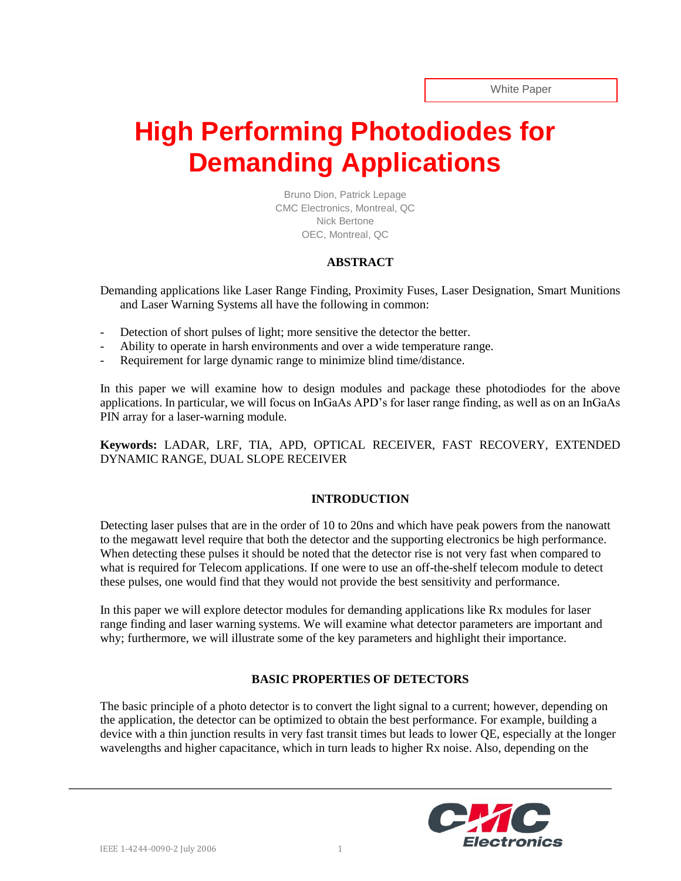White Paper

# High Performing Photodiodes for Demanding Applications

Bruno Dion, Patrick Lepage
CMC Electronics, Montreal, QC
Nick Bertone
OEC, Montreal, QC

## ABSTRACT

Demanding applications like Laser Range Finding, Proximity Fuses, Laser Designation, Smart Munitions and Laser Warning Systems all have the following in common:

- Detection of short pulses of light; more sensitive the detector the better.
- Ability to operate in harsh environments and over a wide temperature range.
- Requirement for large dynamic range to minimize blind time/distance.

In this paper we will examine how to design modules and package these photodiodes for the above applications. In particular, we will focus on InGaAs APD's for laser range finding, as well as on an InGaAs PIN array for a laser-warning module.

**Keywords:** LADAR, LRF, TIA, APD, OPTICAL RECEIVER, FAST RECOVERY, EXTENDED DYNAMIC RANGE, DUAL SLOPE RECEIVER

## INTRODUCTION

Detecting laser pulses that are in the order of 10 to 20ns and which have peak powers from the nanowatt to the megawatt level require that both the detector and the supporting electronics be high performance. When detecting these pulses it should be noted that the detector rise is not very fast when compared to what is required for Telecom applications. If one were to use an off-the-shelf telecom module to detect these pulses, one would find that they would not provide the best sensitivity and performance.

In this paper we will explore detector modules for demanding applications like Rx modules for laser range finding and laser warning systems. We will examine what detector parameters are important and why; furthermore, we will illustrate some of the key parameters and highlight their importance.

## BASIC PROPERTIES OF DETECTORS

The basic principle of a photo detector is to convert the light signal to a current; however, depending on the application, the detector can be optimized to obtain the best performance. For example, building a device with a thin junction results in very fast transit times but leads to lower QE, especially at the longer wavelengths and higher capacitance, which in turn leads to higher Rx noise. Also, depending on the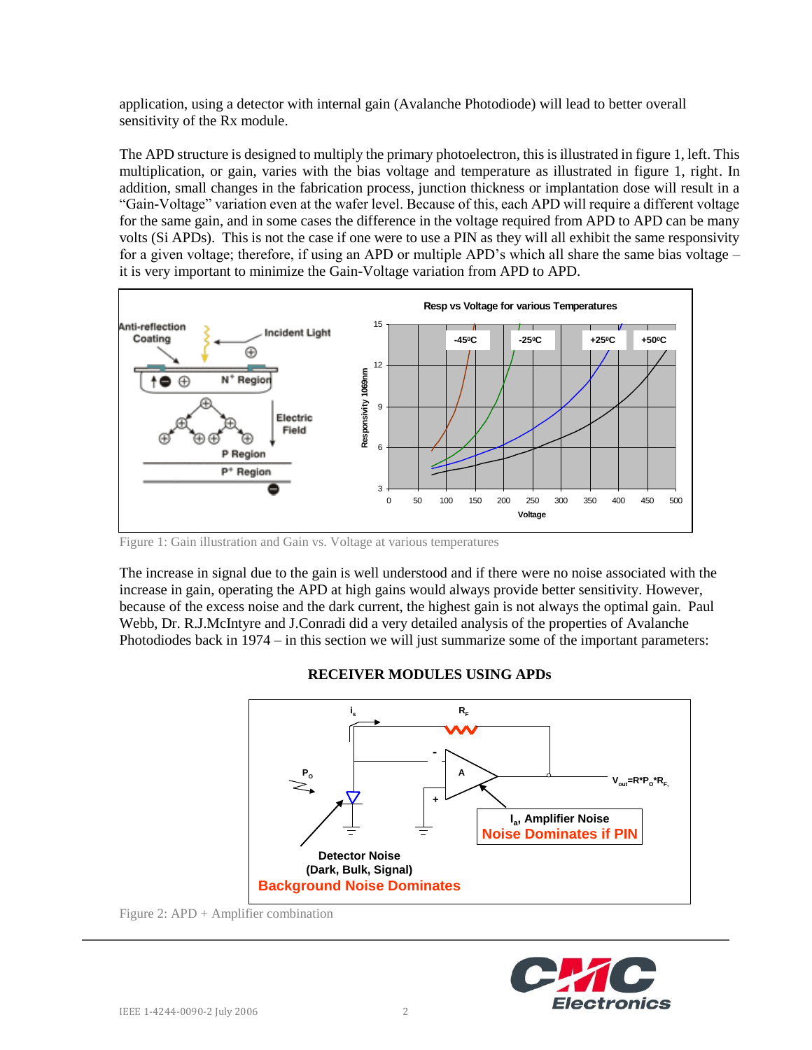application, using a detector with internal gain (Avalanche Photodiode) will lead to better overall sensitivity of the Rx module.

The APD structure is designed to multiply the primary photoelectron, this is illustrated in figure 1, left. This multiplication, or gain, varies with the bias voltage and temperature as illustrated in figure 1, right. In addition, small changes in the fabrication process, junction thickness or implantation dose will result in a "Gain-Voltage" variation even at the wafer level. Because of this, each APD will require a different voltage for the same gain, and in some cases the difference in the voltage required from APD to APD can be many volts (Si APDs). This is not the case if one were to use a PIN as they will all exhibit the same responsivity for a given voltage; therefore, if using an APD or multiple APD's which all share the same bias voltage – it is very important to minimize the Gain-Voltage variation from APD to APD.

Figure 1: Gain illustration and Gain vs. Voltage at various temperatures

The increase in signal due to the gain is well understood and if there were no noise associated with the increase in gain, operating the APD at high gains would always provide better sensitivity. However, because of the excess noise and the dark current, the highest gain is not always the optimal gain. Paul Webb, Dr. R.J.McIntyre and J.Conradi did a very detailed analysis of the properties of Avalanche Photodiodes back in 1974 – in this section we will just summarize some of the important parameters:

## RECEIVER MODULES USING APDs

Figure 2: APD + Amplifier combination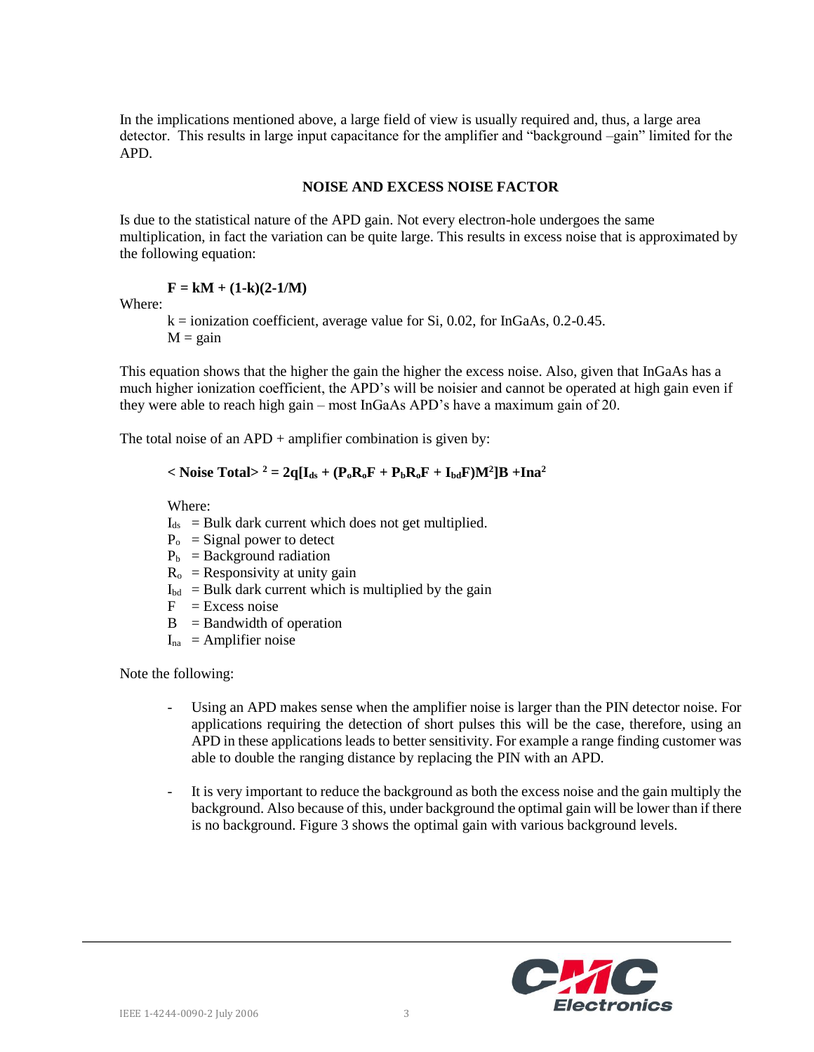In the implications mentioned above, a large field of view is usually required and, thus, a large area detector. This results in large input capacitance for the amplifier and "background –gain" limited for the APD.

## NOISE AND EXCESS NOISE FACTOR

Is due to the statistical nature of the APD gain. Not every electron-hole undergoes the same multiplication, in fact the variation can be quite large. This results in excess noise that is approximated by the following equation:

$$F = kM + (1-k)(2-1/M)$$

Where:

$k$ = ionization coefficient, average value for Si, 0.02, for InGaAs, 0.2-0.45.
$M$ = gain

This equation shows that the higher the gain the higher the excess noise. Also, given that InGaAs has a much higher ionization coefficient, the APD's will be noisier and cannot be operated at high gain even if they were able to reach high gain – most InGaAs APD's have a maximum gain of 20.

The total noise of an APD + amplifier combination is given by:

$$< \text{Noise Total} >^2 = 2q[I_{ds} + (P_o R_o F + P_b R_o F + I_{bd} F)M^2]B + Ina^2$$

Where:

$I_{ds}$ = Bulk dark current which does not get multiplied.
$P_o$ = Signal power to detect
$P_b$ = Background radiation
$R_o$ = Responsivity at unity gain
$I_{bd}$ = Bulk dark current which is multiplied by the gain
$F$ = Excess noise
$B$ = Bandwidth of operation
$I_{na}$ = Amplifier noise

Note the following:

- Using an APD makes sense when the amplifier noise is larger than the PIN detector noise. For applications requiring the detection of short pulses this will be the case, therefore, using an APD in these applications leads to better sensitivity. For example a range finding customer was able to double the ranging distance by replacing the PIN with an APD.

- It is very important to reduce the background as both the excess noise and the gain multiply the background. Also because of this, under background the optimal gain will be lower than if there is no background. Figure 3 shows the optimal gain with various background levels.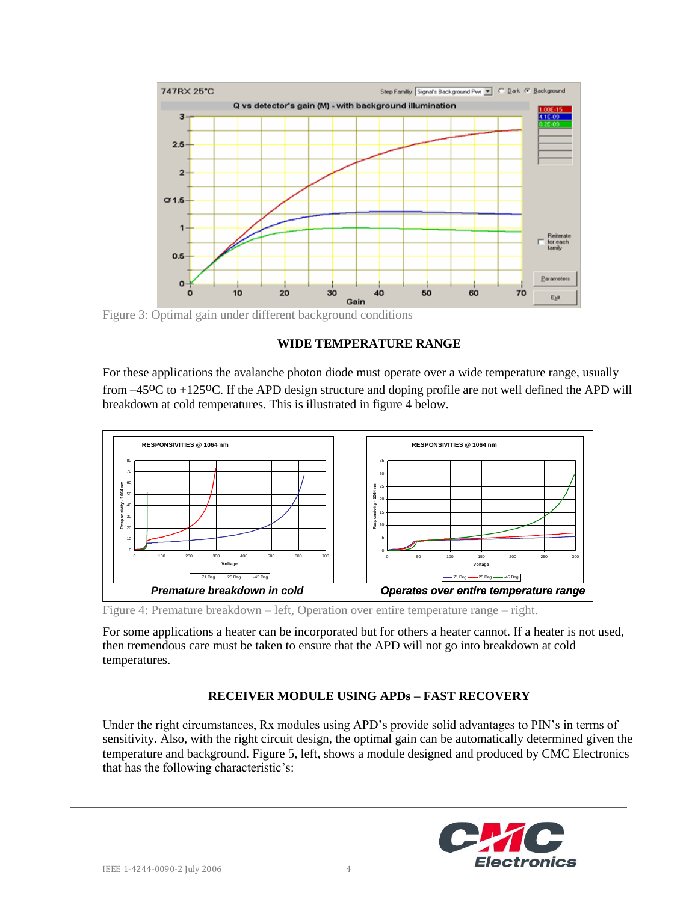Figure 3: Optimal gain under different background conditions

**WIDE TEMPERATURE RANGE**

For these applications the avalanche photon diode must operate over a wide temperature range, usually from –45ºC to +125ºC. If the APD design structure and doping profile are not well defined the APD will breakdown at cold temperatures. This is illustrated in figure 4 below.

Figure 4: Premature breakdown – left, Operation over entire temperature range – right.

For some applications a heater can be incorporated but for others a heater cannot. If a heater is not used, then tremendous care must be taken to ensure that the APD will not go into breakdown at cold temperatures.

**RECEIVER MODULE USING APDs – FAST RECOVERY**

Under the right circumstances, Rx modules using APD's provide solid advantages to PIN's in terms of sensitivity. Also, with the right circuit design, the optimal gain can be automatically determined given the temperature and background. Figure 5, left, shows a module designed and produced by CMC Electronics that has the following characteristic's: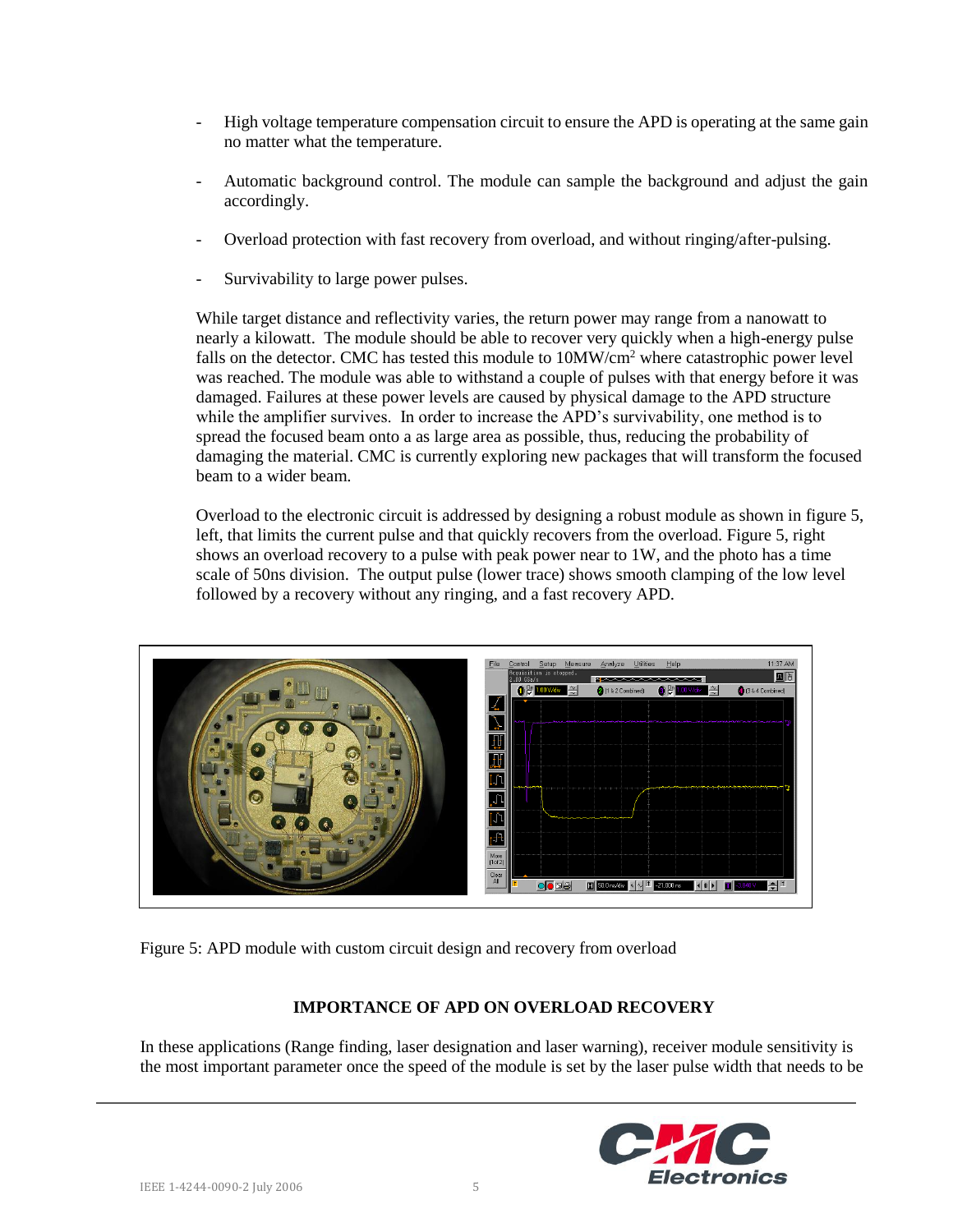- High voltage temperature compensation circuit to ensure the APD is operating at the same gain no matter what the temperature.
- Automatic background control. The module can sample the background and adjust the gain accordingly.
- Overload protection with fast recovery from overload, and without ringing/after-pulsing.
- Survivability to large power pulses.

While target distance and reflectivity varies, the return power may range from a nanowatt to nearly a kilowatt. The module should be able to recover very quickly when a high-energy pulse falls on the detector. CMC has tested this module to 10MW/cm$^2$ where catastrophic power level was reached. The module was able to withstand a couple of pulses with that energy before it was damaged. Failures at these power levels are caused by physical damage to the APD structure while the amplifier survives. In order to increase the APD's survivability, one method is to spread the focused beam onto a as large area as possible, thus, reducing the probability of damaging the material. CMC is currently exploring new packages that will transform the focused beam to a wider beam.

Overload to the electronic circuit is addressed by designing a robust module as shown in figure 5, left, that limits the current pulse and that quickly recovers from the overload. Figure 5, right shows an overload recovery to a pulse with peak power near to 1W, and the photo has a time scale of 50ns division. The output pulse (lower trace) shows smooth clamping of the low level followed by a recovery without any ringing, and a fast recovery APD.

Figure 5: APD module with custom circuit design and recovery from overload

## IMPORTANCE OF APD ON OVERLOAD RECOVERY

In these applications (Range finding, laser designation and laser warning), receiver module sensitivity is the most important parameter once the speed of the module is set by the laser pulse width that needs to be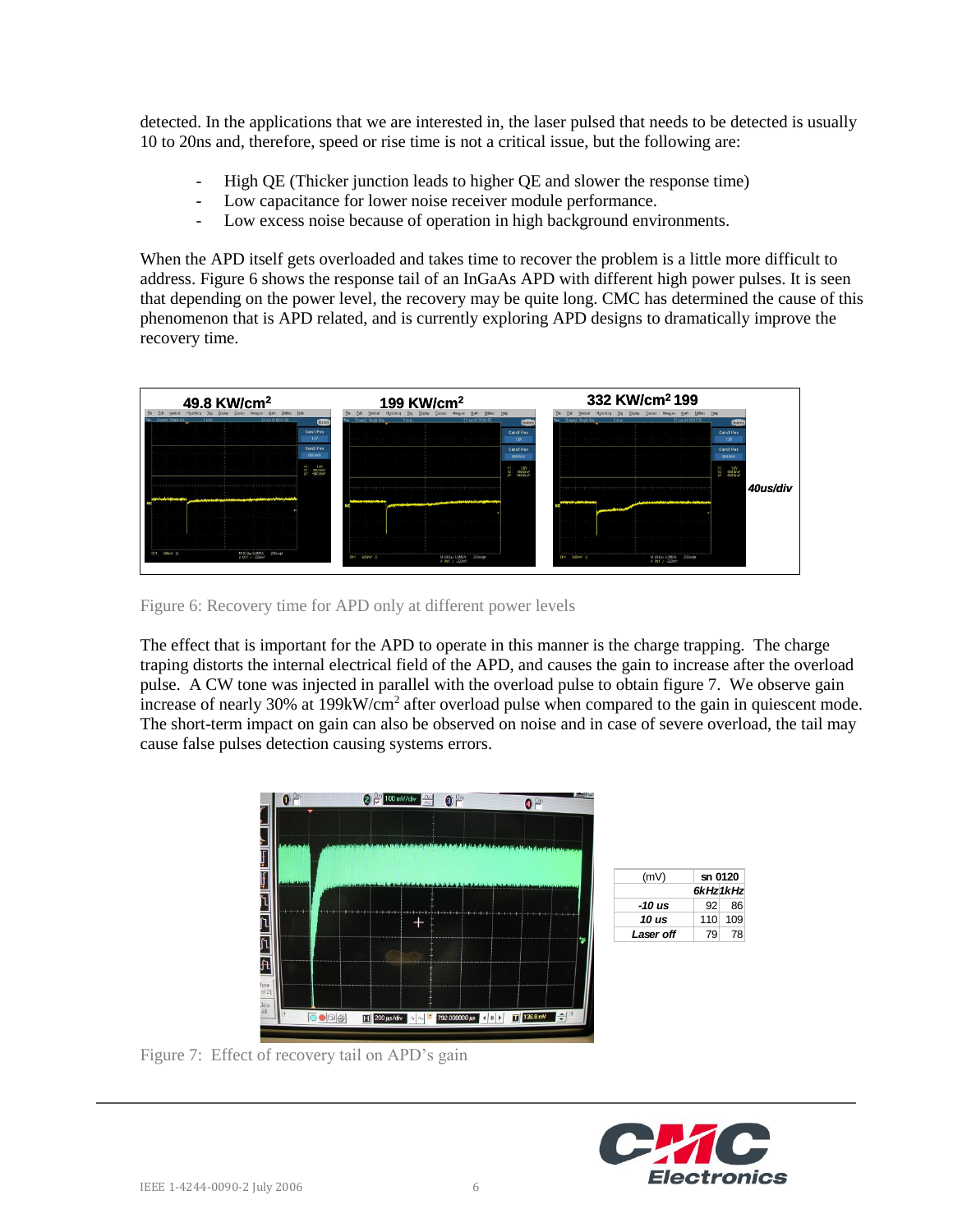detected. In the applications that we are interested in, the laser pulsed that needs to be detected is usually 10 to 20ns and, therefore, speed or rise time is not a critical issue, but the following are:

- High QE (Thicker junction leads to higher QE and slower the response time)
- Low capacitance for lower noise receiver module performance.
- Low excess noise because of operation in high background environments.

When the APD itself gets overloaded and takes time to recover the problem is a little more difficult to address. Figure 6 shows the response tail of an InGaAs APD with different high power pulses. It is seen that depending on the power level, the recovery may be quite long. CMC has determined the cause of this phenomenon that is APD related, and is currently exploring APD designs to dramatically improve the recovery time.

Figure 6: Recovery time for APD only at different power levels

The effect that is important for the APD to operate in this manner is the charge trapping. The charge traping distorts the internal electrical field of the APD, and causes the gain to increase after the overload pulse. A CW tone was injected in parallel with the overload pulse to obtain figure 7. We observe gain increase of nearly 30% at 199kW/cm$^2$ after overload pulse when compared to the gain in quiescent mode. The short-term impact on gain can also be observed on noise and in case of severe overload, the tail may cause false pulses detection causing systems errors.

| (mV) | sn 0120 | |
|---|---|---|
| | 6kHz | 1kHz |
| -10 us | 92 | 86 |
| 10 us | 110 | 109 |
| Laser off | 79 | 78 |

Figure 7: Effect of recovery tail on APD's gain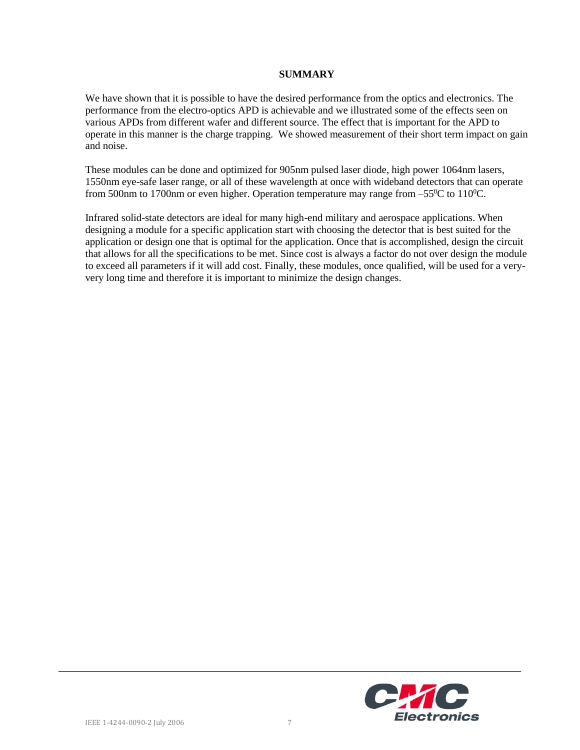## SUMMARY

We have shown that it is possible to have the desired performance from the optics and electronics. The performance from the electro-optics APD is achievable and we illustrated some of the effects seen on various APDs from different wafer and different source. The effect that is important for the APD to operate in this manner is the charge trapping. We showed measurement of their short term impact on gain and noise.

These modules can be done and optimized for 905nm pulsed laser diode, high power 1064nm lasers, 1550nm eye-safe laser range, or all of these wavelength at once with wideband detectors that can operate from 500nm to 1700nm or even higher. Operation temperature may range from $-55^0$C to $110^0$C.

Infrared solid-state detectors are ideal for many high-end military and aerospace applications. When designing a module for a specific application start with choosing the detector that is best suited for the application or design one that is optimal for the application. Once that is accomplished, design the circuit that allows for all the specifications to be met. Since cost is always a factor do not over design the module to exceed all parameters if it will add cost. Finally, these modules, once qualified, will be used for a very-very long time and therefore it is important to minimize the design changes.